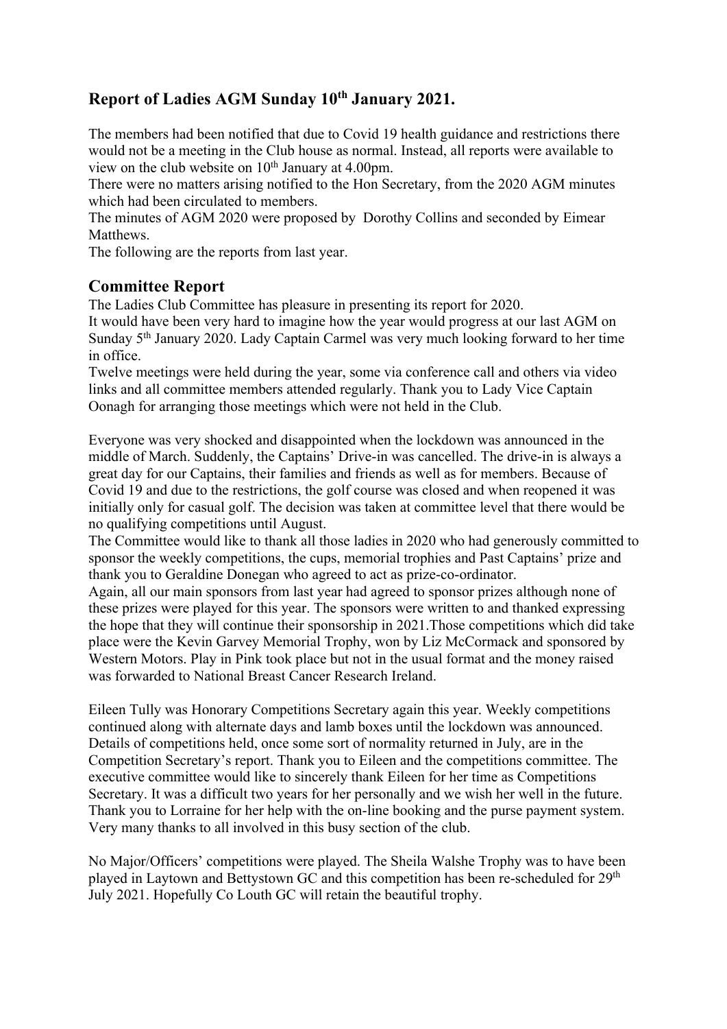## Report of Ladies AGM Sunday 10th January 2021.

The members had been notified that due to Covid 19 health guidance and restrictions there would not be a meeting in the Club house as normal. Instead, all reports were available to view on the club website on 10th January at 4.00pm.

There were no matters arising notified to the Hon Secretary, from the 2020 AGM minutes which had been circulated to members.

The minutes of AGM 2020 were proposed by Dorothy Collins and seconded by Eimear Matthews.

The following are the reports from last year.

## Committee Report

The Ladies Club Committee has pleasure in presenting its report for 2020.

It would have been very hard to imagine how the year would progress at our last AGM on Sunday 5th January 2020. Lady Captain Carmel was very much looking forward to her time in office.

Twelve meetings were held during the year, some via conference call and others via video links and all committee members attended regularly. Thank you to Lady Vice Captain Oonagh for arranging those meetings which were not held in the Club.

Everyone was very shocked and disappointed when the lockdown was announced in the middle of March. Suddenly, the Captains' Drive-in was cancelled. The drive-in is always a great day for our Captains, their families and friends as well as for members. Because of Covid 19 and due to the restrictions, the golf course was closed and when reopened it was initially only for casual golf. The decision was taken at committee level that there would be no qualifying competitions until August.

The Committee would like to thank all those ladies in 2020 who had generously committed to sponsor the weekly competitions, the cups, memorial trophies and Past Captains' prize and thank you to Geraldine Donegan who agreed to act as prize-co-ordinator.

Again, all our main sponsors from last year had agreed to sponsor prizes although none of these prizes were played for this year. The sponsors were written to and thanked expressing the hope that they will continue their sponsorship in 2021.Those competitions which did take place were the Kevin Garvey Memorial Trophy, won by Liz McCormack and sponsored by Western Motors. Play in Pink took place but not in the usual format and the money raised was forwarded to National Breast Cancer Research Ireland.

Eileen Tully was Honorary Competitions Secretary again this year. Weekly competitions continued along with alternate days and lamb boxes until the lockdown was announced. Details of competitions held, once some sort of normality returned in July, are in the Competition Secretary's report. Thank you to Eileen and the competitions committee. The executive committee would like to sincerely thank Eileen for her time as Competitions Secretary. It was a difficult two years for her personally and we wish her well in the future. Thank you to Lorraine for her help with the on-line booking and the purse payment system. Very many thanks to all involved in this busy section of the club.

No Major/Officers' competitions were played. The Sheila Walshe Trophy was to have been played in Laytown and Bettystown GC and this competition has been re-scheduled for 29th July 2021. Hopefully Co Louth GC will retain the beautiful trophy.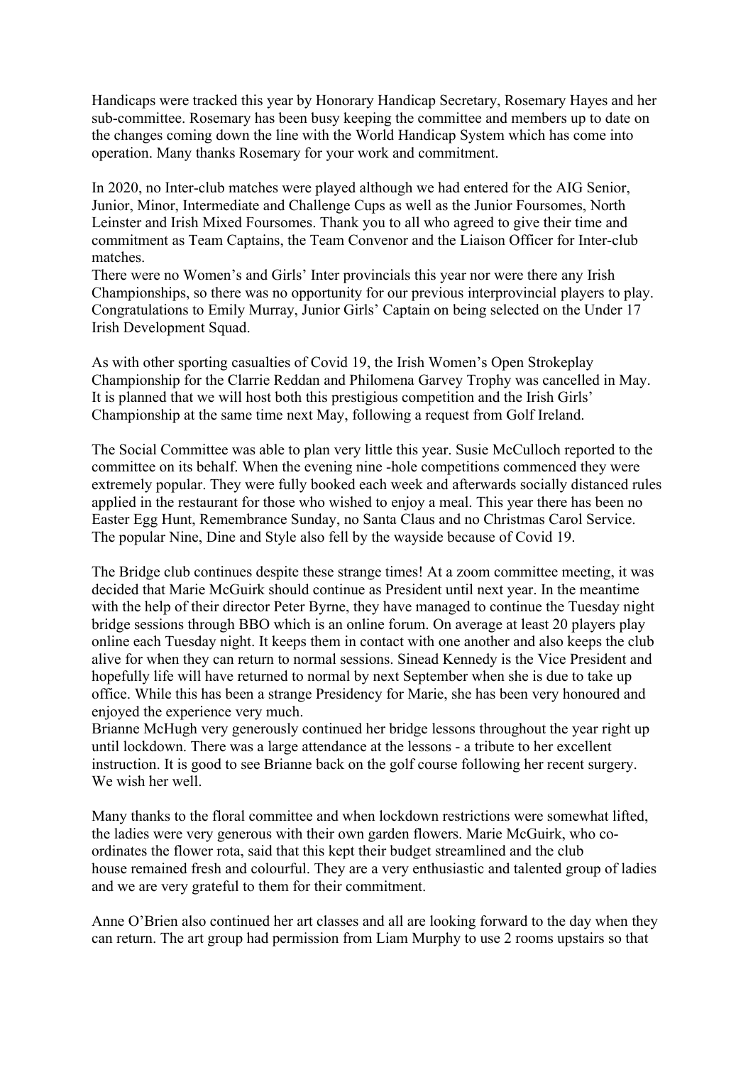Handicaps were tracked this year by Honorary Handicap Secretary, Rosemary Hayes and her sub-committee. Rosemary has been busy keeping the committee and members up to date on the changes coming down the line with the World Handicap System which has come into operation. Many thanks Rosemary for your work and commitment.

In 2020, no Inter-club matches were played although we had entered for the AIG Senior, Junior, Minor, Intermediate and Challenge Cups as well as the Junior Foursomes, North Leinster and Irish Mixed Foursomes. Thank you to all who agreed to give their time and commitment as Team Captains, the Team Convenor and the Liaison Officer for Inter-club matches.
There were no Women's and Girls' Inter provincials this year nor were there any Irish Championships, so there was no opportunity for our previous interprovincial players to play. Congratulations to Emily Murray, Junior Girls' Captain on being selected on the Under 17 Irish Development Squad.

As with other sporting casualties of Covid 19, the Irish Women's Open Strokeplay Championship for the Clarrie Reddan and Philomena Garvey Trophy was cancelled in May. It is planned that we will host both this prestigious competition and the Irish Girls' Championship at the same time next May, following a request from Golf Ireland.

The Social Committee was able to plan very little this year. Susie McCulloch reported to the committee on its behalf. When the evening nine -hole competitions commenced they were extremely popular. They were fully booked each week and afterwards socially distanced rules applied in the restaurant for those who wished to enjoy a meal. This year there has been no Easter Egg Hunt, Remembrance Sunday, no Santa Claus and no Christmas Carol Service. The popular Nine, Dine and Style also fell by the wayside because of Covid 19.

The Bridge club continues despite these strange times! At a zoom committee meeting, it was decided that Marie McGuirk should continue as President until next year. In the meantime with the help of their director Peter Byrne, they have managed to continue the Tuesday night bridge sessions through BBO which is an online forum. On average at least 20 players play online each Tuesday night. It keeps them in contact with one another and also keeps the club alive for when they can return to normal sessions. Sinead Kennedy is the Vice President and hopefully life will have returned to normal by next September when she is due to take up office. While this has been a strange Presidency for Marie, she has been very honoured and enjoyed the experience very much.
Brianne McHugh very generously continued her bridge lessons throughout the year right up until lockdown. There was a large attendance at the lessons - a tribute to her excellent instruction. It is good to see Brianne back on the golf course following her recent surgery. We wish her well.

Many thanks to the floral committee and when lockdown restrictions were somewhat lifted, the ladies were very generous with their own garden flowers. Marie McGuirk, who co-ordinates the flower rota, said that this kept their budget streamlined and the club house remained fresh and colourful. They are a very enthusiastic and talented group of ladies and we are very grateful to them for their commitment.

Anne O'Brien also continued her art classes and all are looking forward to the day when they can return. The art group had permission from Liam Murphy to use 2 rooms upstairs so that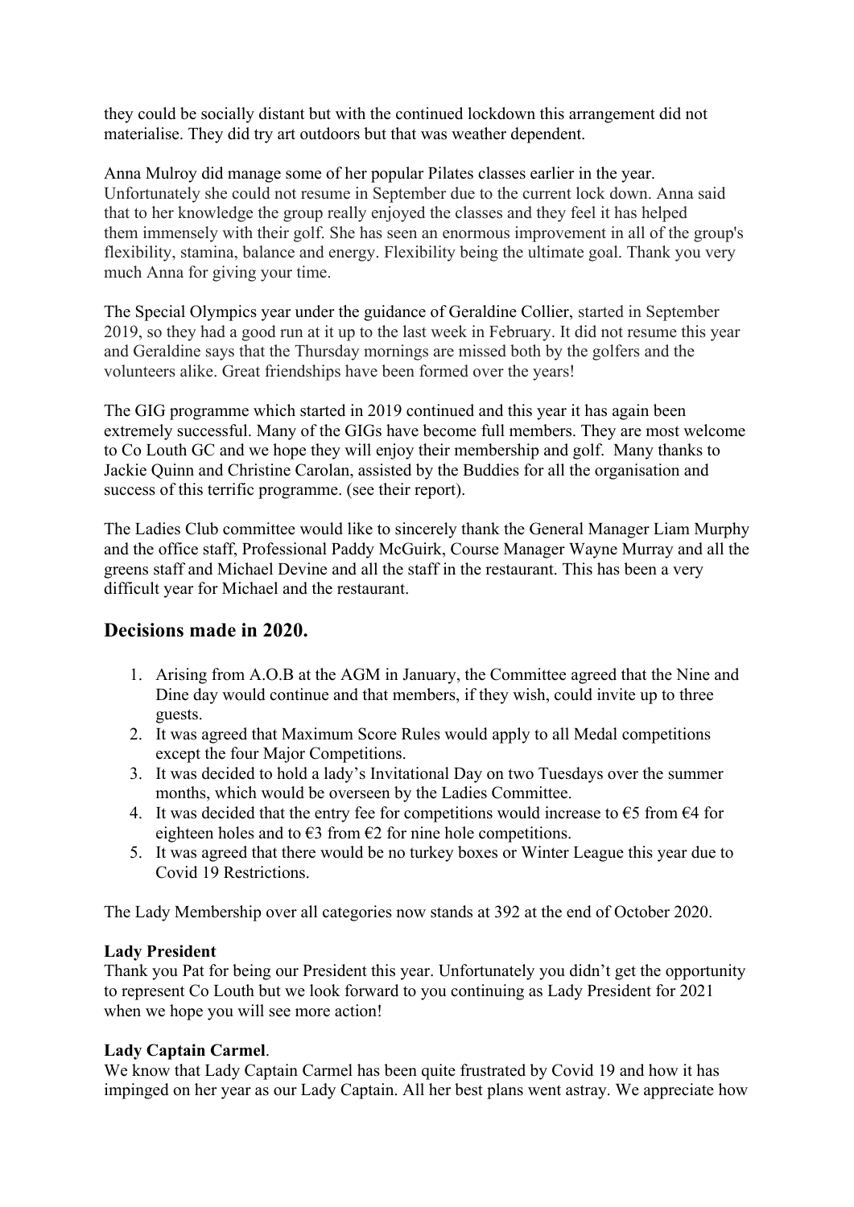they could be socially distant but with the continued lockdown this arrangement did not materialise. They did try art outdoors but that was weather dependent.

Anna Mulroy did manage some of her popular Pilates classes earlier in the year. Unfortunately she could not resume in September due to the current lock down. Anna said that to her knowledge the group really enjoyed the classes and they feel it has helped them immensely with their golf. She has seen an enormous improvement in all of the group's flexibility, stamina, balance and energy. Flexibility being the ultimate goal. Thank you very much Anna for giving your time.

The Special Olympics year under the guidance of Geraldine Collier, started in September 2019, so they had a good run at it up to the last week in February. It did not resume this year and Geraldine says that the Thursday mornings are missed both by the golfers and the volunteers alike. Great friendships have been formed over the years!

The GIG programme which started in 2019 continued and this year it has again been extremely successful. Many of the GIGs have become full members. They are most welcome to Co Louth GC and we hope they will enjoy their membership and golf. Many thanks to Jackie Quinn and Christine Carolan, assisted by the Buddies for all the organisation and success of this terrific programme. (see their report).

The Ladies Club committee would like to sincerely thank the General Manager Liam Murphy and the office staff, Professional Paddy McGuirk, Course Manager Wayne Murray and all the greens staff and Michael Devine and all the staff in the restaurant. This has been a very difficult year for Michael and the restaurant.

## Decisions made in 2020.

1. Arising from A.O.B at the AGM in January, the Committee agreed that the Nine and Dine day would continue and that members, if they wish, could invite up to three guests.
2. It was agreed that Maximum Score Rules would apply to all Medal competitions except the four Major Competitions.
3. It was decided to hold a lady's Invitational Day on two Tuesdays over the summer months, which would be overseen by the Ladies Committee.
4. It was decided that the entry fee for competitions would increase to €5 from €4 for eighteen holes and to €3 from €2 for nine hole competitions.
5. It was agreed that there would be no turkey boxes or Winter League this year due to Covid 19 Restrictions.

The Lady Membership over all categories now stands at 392 at the end of October 2020.

**Lady President**

Thank you Pat for being our President this year. Unfortunately you didn't get the opportunity to represent Co Louth but we look forward to you continuing as Lady President for 2021 when we hope you will see more action!

**Lady Captain Carmel**.

We know that Lady Captain Carmel has been quite frustrated by Covid 19 and how it has impinged on her year as our Lady Captain. All her best plans went astray. We appreciate how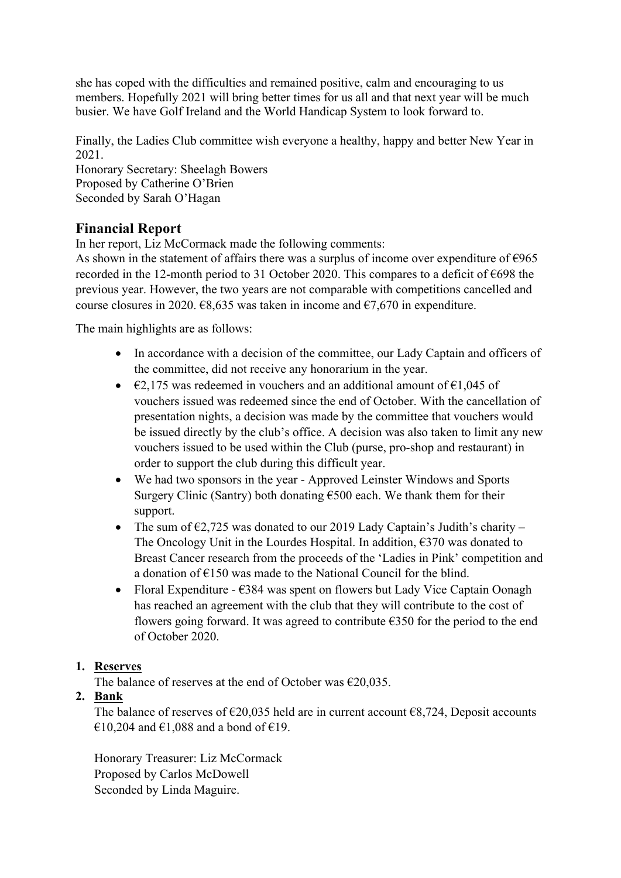she has coped with the difficulties and remained positive, calm and encouraging to us members. Hopefully 2021 will bring better times for us all and that next year will be much busier. We have Golf Ireland and the World Handicap System to look forward to.

Finally, the Ladies Club committee wish everyone a healthy, happy and better New Year in 2021.
Honorary Secretary: Sheelagh Bowers
Proposed by Catherine O'Brien
Seconded by Sarah O'Hagan

## Financial Report

In her report, Liz McCormack made the following comments:
As shown in the statement of affairs there was a surplus of income over expenditure of €965 recorded in the 12-month period to 31 October 2020. This compares to a deficit of €698 the previous year. However, the two years are not comparable with competitions cancelled and course closures in 2020. €8,635 was taken in income and €7,670 in expenditure.

The main highlights are as follows:

- In accordance with a decision of the committee, our Lady Captain and officers of the committee, did not receive any honorarium in the year.
- €2,175 was redeemed in vouchers and an additional amount of €1,045 of vouchers issued was redeemed since the end of October. With the cancellation of presentation nights, a decision was made by the committee that vouchers would be issued directly by the club's office. A decision was also taken to limit any new vouchers issued to be used within the Club (purse, pro-shop and restaurant) in order to support the club during this difficult year.
- We had two sponsors in the year - Approved Leinster Windows and Sports Surgery Clinic (Santry) both donating €500 each. We thank them for their support.
- The sum of €2,725 was donated to our 2019 Lady Captain's Judith's charity – The Oncology Unit in the Lourdes Hospital. In addition, €370 was donated to Breast Cancer research from the proceeds of the 'Ladies in Pink' competition and a donation of €150 was made to the National Council for the blind.
- Floral Expenditure - €384 was spent on flowers but Lady Vice Captain Oonagh has reached an agreement with the club that they will contribute to the cost of flowers going forward. It was agreed to contribute €350 for the period to the end of October 2020.

1. **Reserves**
   The balance of reserves at the end of October was €20,035.
2. **Bank**
   The balance of reserves of €20,035 held are in current account €8,724, Deposit accounts €10,204 and €1,088 and a bond of €19.

   Honorary Treasurer: Liz McCormack
   Proposed by Carlos McDowell
   Seconded by Linda Maguire.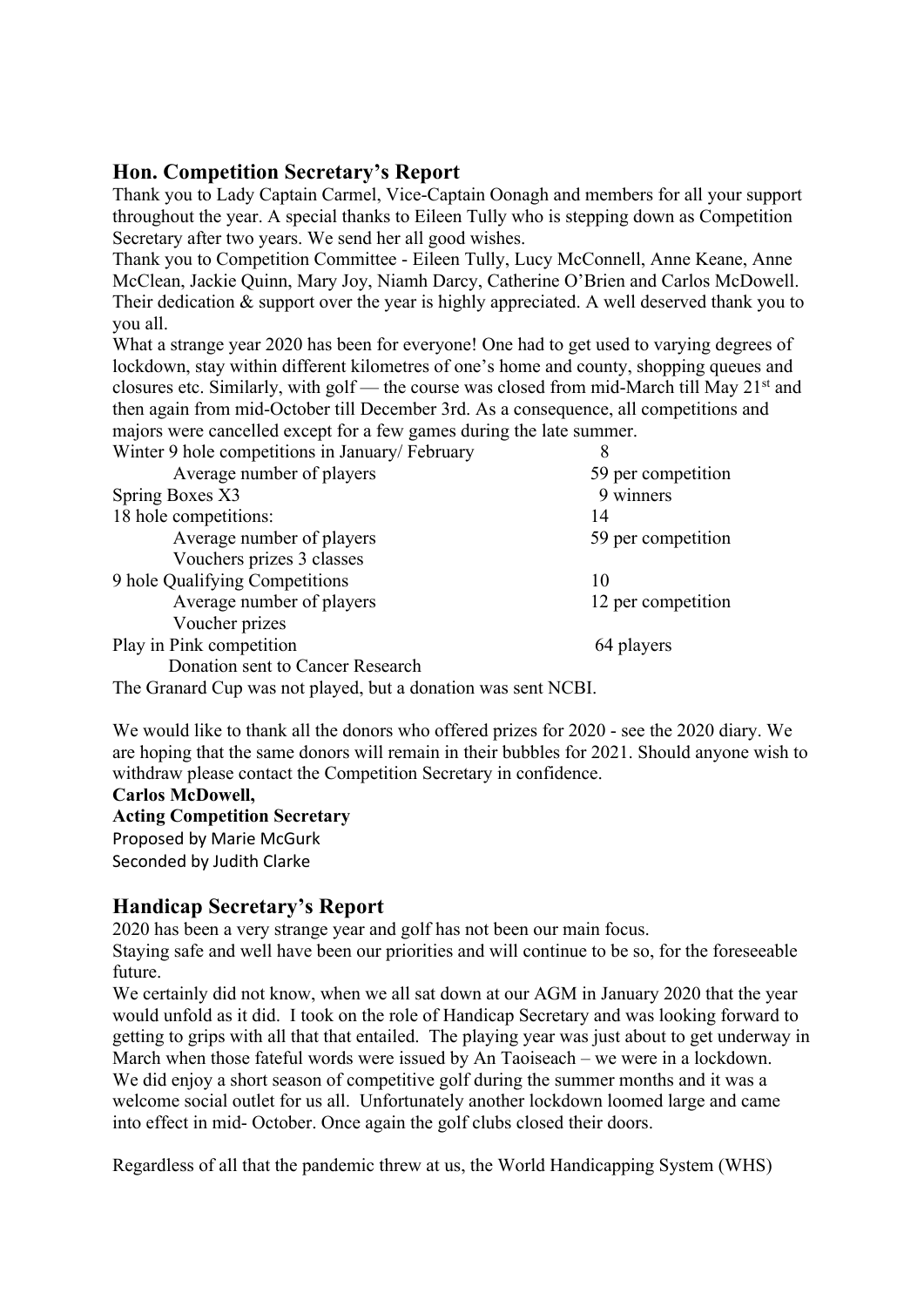## Hon. Competition Secretary's Report

Thank you to Lady Captain Carmel, Vice-Captain Oonagh and members for all your support throughout the year. A special thanks to Eileen Tully who is stepping down as Competition Secretary after two years. We send her all good wishes.

Thank you to Competition Committee - Eileen Tully, Lucy McConnell, Anne Keane, Anne McClean, Jackie Quinn, Mary Joy, Niamh Darcy, Catherine O'Brien and Carlos McDowell. Their dedication & support over the year is highly appreciated. A well deserved thank you to you all.

What a strange year 2020 has been for everyone! One had to get used to varying degrees of lockdown, stay within different kilometres of one's home and county, shopping queues and closures etc. Similarly, with golf — the course was closed from mid-March till May 21st and then again from mid-October till December 3rd. As a consequence, all competitions and majors were cancelled except for a few games during the late summer.

| | |
|---|---|
| Winter 9 hole competitions in January/ February | 8 |
| Average number of players | 59 per competition |
| Spring Boxes X3 | 9 winners |
| 18 hole competitions: | 14 |
| Average number of players | 59 per competition |
| Vouchers prizes 3 classes | |
| 9 hole Qualifying Competitions | 10 |
| Average number of players | 12 per competition |
| Voucher prizes | |
| Play in Pink competition | 64 players |
| Donation sent to Cancer Research | |

The Granard Cup was not played, but a donation was sent NCBI.

We would like to thank all the donors who offered prizes for 2020 - see the 2020 diary. We are hoping that the same donors will remain in their bubbles for 2021. Should anyone wish to withdraw please contact the Competition Secretary in confidence.

**Carlos McDowell,**
**Acting Competition Secretary**
Proposed by Marie McGurk
Seconded by Judith Clarke

## Handicap Secretary's Report

2020 has been a very strange year and golf has not been our main focus.
Staying safe and well have been our priorities and will continue to be so, for the foreseeable future.

We certainly did not know, when we all sat down at our AGM in January 2020 that the year would unfold as it did. I took on the role of Handicap Secretary and was looking forward to getting to grips with all that that entailed. The playing year was just about to get underway in March when those fateful words were issued by An Taoiseach – we were in a lockdown.

We did enjoy a short season of competitive golf during the summer months and it was a welcome social outlet for us all. Unfortunately another lockdown loomed large and came into effect in mid- October. Once again the golf clubs closed their doors.

Regardless of all that the pandemic threw at us, the World Handicapping System (WHS)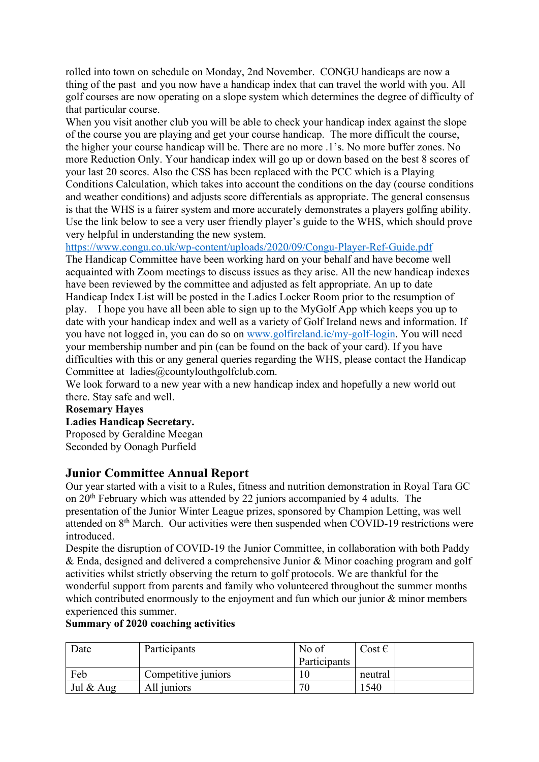rolled into town on schedule on Monday, 2nd November. CONGU handicaps are now a thing of the past and you now have a handicap index that can travel the world with you. All golf courses are now operating on a slope system which determines the degree of difficulty of that particular course.

When you visit another club you will be able to check your handicap index against the slope of the course you are playing and get your course handicap. The more difficult the course, the higher your course handicap will be. There are no more .1's. No more buffer zones. No more Reduction Only. Your handicap index will go up or down based on the best 8 scores of your last 20 scores. Also the CSS has been replaced with the PCC which is a Playing Conditions Calculation, which takes into account the conditions on the day (course conditions and weather conditions) and adjusts score differentials as appropriate. The general consensus is that the WHS is a fairer system and more accurately demonstrates a players golfing ability. Use the link below to see a very user friendly player's guide to the WHS, which should prove very helpful in understanding the new system.

https://www.congu.co.uk/wp-content/uploads/2020/09/Congu-Player-Ref-Guide.pdf

The Handicap Committee have been working hard on your behalf and have become well acquainted with Zoom meetings to discuss issues as they arise. All the new handicap indexes have been reviewed by the committee and adjusted as felt appropriate. An up to date Handicap Index List will be posted in the Ladies Locker Room prior to the resumption of play. I hope you have all been able to sign up to the MyGolf App which keeps you up to date with your handicap index and well as a variety of Golf Ireland news and information. If you have not logged in, you can do so on www.golfireland.ie/my-golf-login. You will need your membership number and pin (can be found on the back of your card). If you have difficulties with this or any general queries regarding the WHS, please contact the Handicap Committee at ladies@countylouthgolfclub.com.

We look forward to a new year with a new handicap index and hopefully a new world out there. Stay safe and well.

**Rosemary Hayes**
**Ladies Handicap Secretary.**
Proposed by Geraldine Meegan
Seconded by Oonagh Purfield

## Junior Committee Annual Report

Our year started with a visit to a Rules, fitness and nutrition demonstration in Royal Tara GC on 20th February which was attended by 22 juniors accompanied by 4 adults. The presentation of the Junior Winter League prizes, sponsored by Champion Letting, was well attended on 8th March. Our activities were then suspended when COVID-19 restrictions were introduced.

Despite the disruption of COVID-19 the Junior Committee, in collaboration with both Paddy & Enda, designed and delivered a comprehensive Junior & Minor coaching program and golf activities whilst strictly observing the return to golf protocols. We are thankful for the wonderful support from parents and family who volunteered throughout the summer months which contributed enormously to the enjoyment and fun which our junior & minor members experienced this summer.

**Summary of 2020 coaching activities**

| Date | Participants | No of Participants | Cost € | |
|---|---|---|---|---|
| Feb | Competitive juniors | 10 | neutral | |
| Jul & Aug | All juniors | 70 | 1540 | |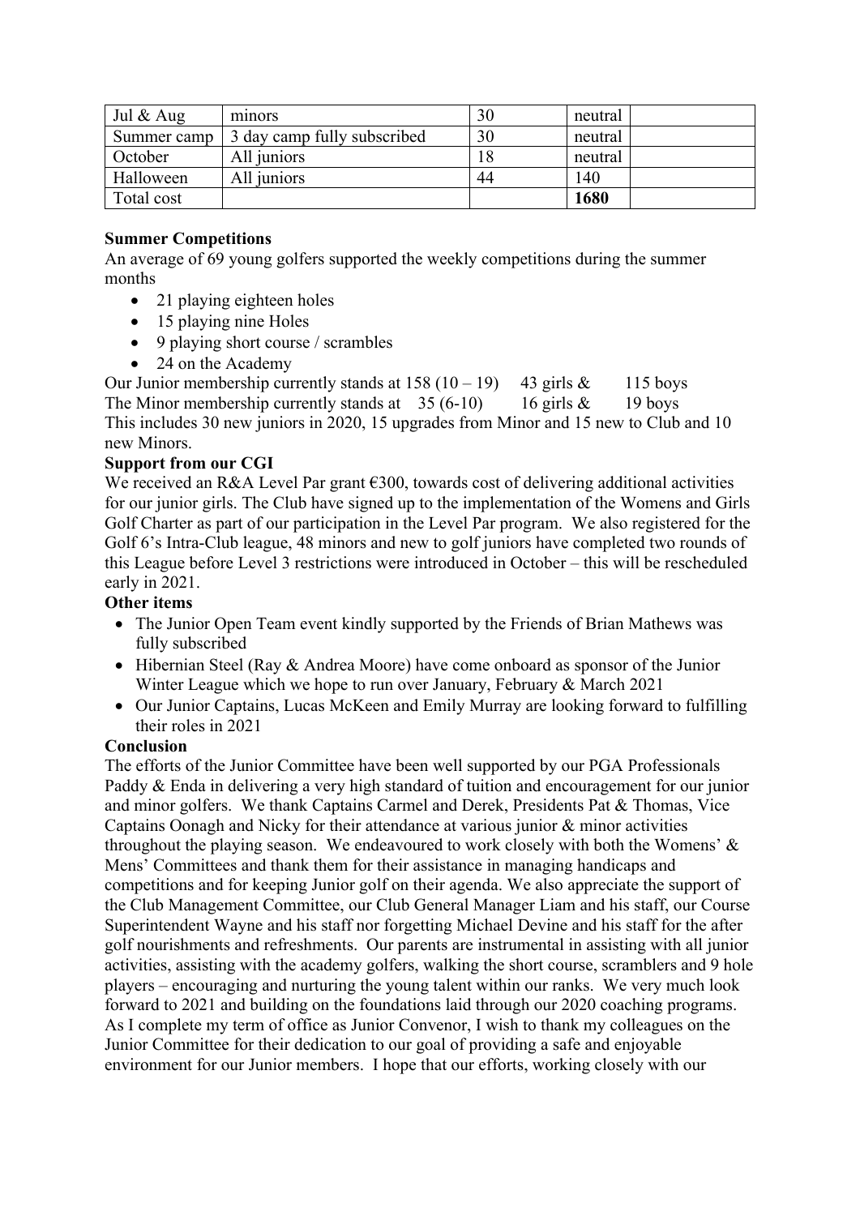| Jul & Aug | minors | 30 | neutral | |
|---|---|---|---|---|
| Summer camp | 3 day camp fully subscribed | 30 | neutral | |
| October | All juniors | 18 | neutral | |
| Halloween | All juniors | 44 | 140 | |
| Total cost | | | **1680** | |

**Summer Competitions**

An average of 69 young golfers supported the weekly competitions during the summer months

- 21 playing eighteen holes
- 15 playing nine Holes
- 9 playing short course / scrambles
- 24 on the Academy

Our Junior membership currently stands at 158 (10 – 19) 43 girls & 115 boys
The Minor membership currently stands at 35 (6-10) 16 girls & 19 boys
This includes 30 new juniors in 2020, 15 upgrades from Minor and 15 new to Club and 10 new Minors.

**Support from our CGI**

We received an R&A Level Par grant €300, towards cost of delivering additional activities for our junior girls. The Club have signed up to the implementation of the Womens and Girls Golf Charter as part of our participation in the Level Par program. We also registered for the Golf 6's Intra-Club league, 48 minors and new to golf juniors have completed two rounds of this League before Level 3 restrictions were introduced in October – this will be rescheduled early in 2021.

**Other items**

- The Junior Open Team event kindly supported by the Friends of Brian Mathews was fully subscribed
- Hibernian Steel (Ray & Andrea Moore) have come onboard as sponsor of the Junior Winter League which we hope to run over January, February & March 2021
- Our Junior Captains, Lucas McKeen and Emily Murray are looking forward to fulfilling their roles in 2021

**Conclusion**

The efforts of the Junior Committee have been well supported by our PGA Professionals Paddy & Enda in delivering a very high standard of tuition and encouragement for our junior and minor golfers. We thank Captains Carmel and Derek, Presidents Pat & Thomas, Vice Captains Oonagh and Nicky for their attendance at various junior & minor activities throughout the playing season. We endeavoured to work closely with both the Womens' & Mens' Committees and thank them for their assistance in managing handicaps and competitions and for keeping Junior golf on their agenda. We also appreciate the support of the Club Management Committee, our Club General Manager Liam and his staff, our Course Superintendent Wayne and his staff nor forgetting Michael Devine and his staff for the after golf nourishments and refreshments. Our parents are instrumental in assisting with all junior activities, assisting with the academy golfers, walking the short course, scramblers and 9 hole players – encouraging and nurturing the young talent within our ranks. We very much look forward to 2021 and building on the foundations laid through our 2020 coaching programs. As I complete my term of office as Junior Convenor, I wish to thank my colleagues on the Junior Committee for their dedication to our goal of providing a safe and enjoyable environment for our Junior members. I hope that our efforts, working closely with our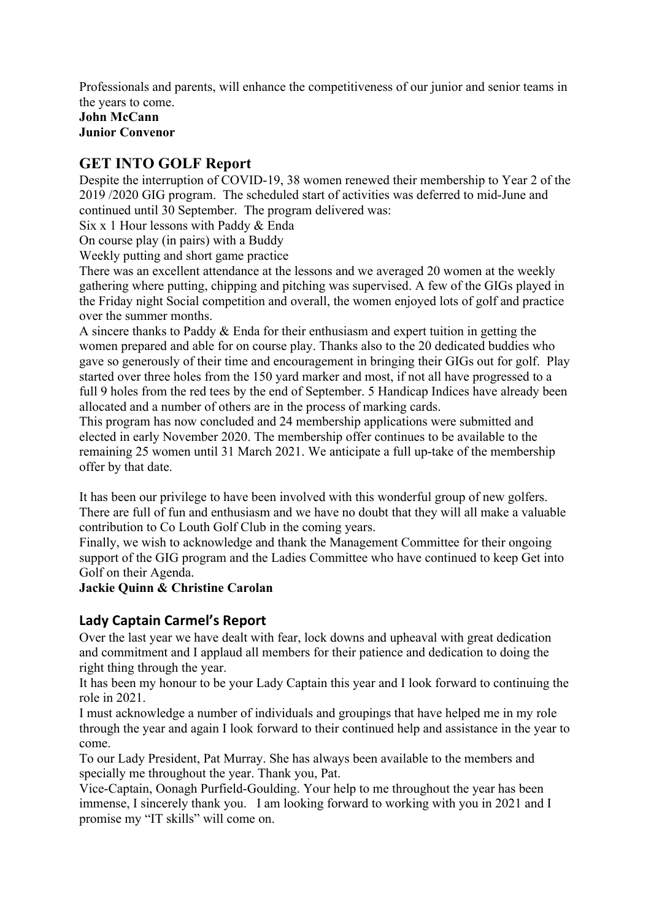Professionals and parents, will enhance the competitiveness of our junior and senior teams in the years to come.

**John McCann**
**Junior Convenor**

## GET INTO GOLF Report

Despite the interruption of COVID-19, 38 women renewed their membership to Year 2 of the 2019 /2020 GIG program. The scheduled start of activities was deferred to mid-June and continued until 30 September. The program delivered was:

Six x 1 Hour lessons with Paddy & Enda

On course play (in pairs) with a Buddy

Weekly putting and short game practice

There was an excellent attendance at the lessons and we averaged 20 women at the weekly gathering where putting, chipping and pitching was supervised. A few of the GIGs played in the Friday night Social competition and overall, the women enjoyed lots of golf and practice over the summer months.

A sincere thanks to Paddy & Enda for their enthusiasm and expert tuition in getting the women prepared and able for on course play. Thanks also to the 20 dedicated buddies who gave so generously of their time and encouragement in bringing their GIGs out for golf. Play started over three holes from the 150 yard marker and most, if not all have progressed to a full 9 holes from the red tees by the end of September. 5 Handicap Indices have already been allocated and a number of others are in the process of marking cards.

This program has now concluded and 24 membership applications were submitted and elected in early November 2020. The membership offer continues to be available to the remaining 25 women until 31 March 2021. We anticipate a full up-take of the membership offer by that date.

It has been our privilege to have been involved with this wonderful group of new golfers. There are full of fun and enthusiasm and we have no doubt that they will all make a valuable contribution to Co Louth Golf Club in the coming years.

Finally, we wish to acknowledge and thank the Management Committee for their ongoing support of the GIG program and the Ladies Committee who have continued to keep Get into Golf on their Agenda.

**Jackie Quinn & Christine Carolan**

## Lady Captain Carmel's Report

Over the last year we have dealt with fear, lock downs and upheaval with great dedication and commitment and I applaud all members for their patience and dedication to doing the right thing through the year.

It has been my honour to be your Lady Captain this year and I look forward to continuing the role in 2021.

I must acknowledge a number of individuals and groupings that have helped me in my role through the year and again I look forward to their continued help and assistance in the year to come.

To our Lady President, Pat Murray. She has always been available to the members and specially me throughout the year. Thank you, Pat.

Vice-Captain, Oonagh Purfield-Goulding. Your help to me throughout the year has been immense, I sincerely thank you. I am looking forward to working with you in 2021 and I promise my "IT skills" will come on.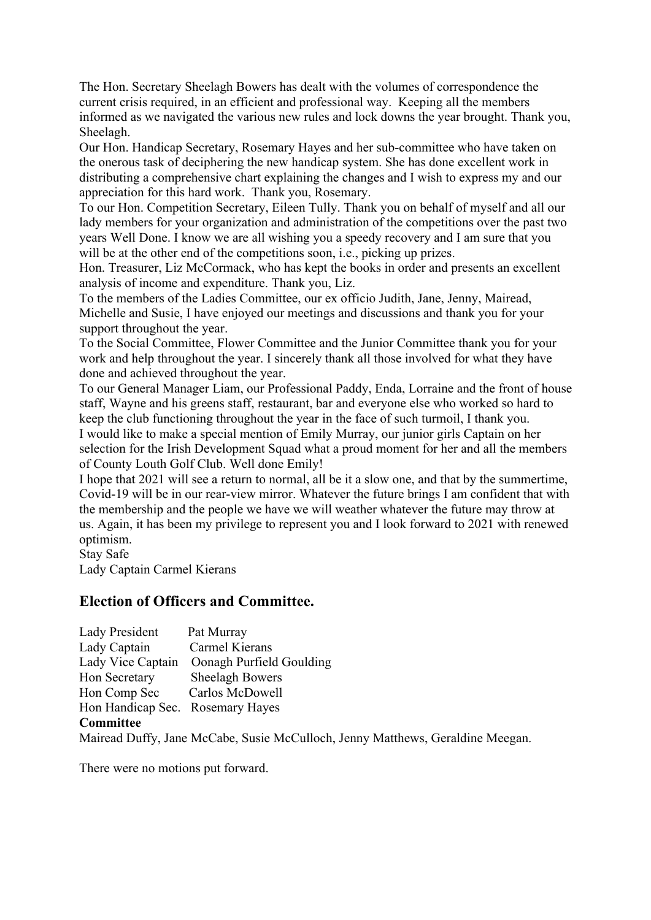The Hon. Secretary Sheelagh Bowers has dealt with the volumes of correspondence the current crisis required, in an efficient and professional way. Keeping all the members informed as we navigated the various new rules and lock downs the year brought. Thank you, Sheelagh.

Our Hon. Handicap Secretary, Rosemary Hayes and her sub-committee who have taken on the onerous task of deciphering the new handicap system. She has done excellent work in distributing a comprehensive chart explaining the changes and I wish to express my and our appreciation for this hard work. Thank you, Rosemary.

To our Hon. Competition Secretary, Eileen Tully. Thank you on behalf of myself and all our lady members for your organization and administration of the competitions over the past two years Well Done. I know we are all wishing you a speedy recovery and I am sure that you will be at the other end of the competitions soon, i.e., picking up prizes.

Hon. Treasurer, Liz McCormack, who has kept the books in order and presents an excellent analysis of income and expenditure. Thank you, Liz.

To the members of the Ladies Committee, our ex officio Judith, Jane, Jenny, Mairead, Michelle and Susie, I have enjoyed our meetings and discussions and thank you for your support throughout the year.

To the Social Committee, Flower Committee and the Junior Committee thank you for your work and help throughout the year. I sincerely thank all those involved for what they have done and achieved throughout the year.

To our General Manager Liam, our Professional Paddy, Enda, Lorraine and the front of house staff, Wayne and his greens staff, restaurant, bar and everyone else who worked so hard to keep the club functioning throughout the year in the face of such turmoil, I thank you.

I would like to make a special mention of Emily Murray, our junior girls Captain on her selection for the Irish Development Squad what a proud moment for her and all the members of County Louth Golf Club. Well done Emily!

I hope that 2021 will see a return to normal, all be it a slow one, and that by the summertime, Covid-19 will be in our rear-view mirror. Whatever the future brings I am confident that with the membership and the people we have we will weather whatever the future may throw at us. Again, it has been my privilege to represent you and I look forward to 2021 with renewed optimism.

Stay Safe

Lady Captain Carmel Kierans

## Election of Officers and Committee.

Lady President Pat Murray
Lady Captain Carmel Kierans
Lady Vice Captain Oonagh Purfield Goulding
Hon Secretary Sheelagh Bowers
Hon Comp Sec Carlos McDowell
Hon Handicap Sec. Rosemary Hayes

**Committee**

Mairead Duffy, Jane McCabe, Susie McCulloch, Jenny Matthews, Geraldine Meegan.

There were no motions put forward.